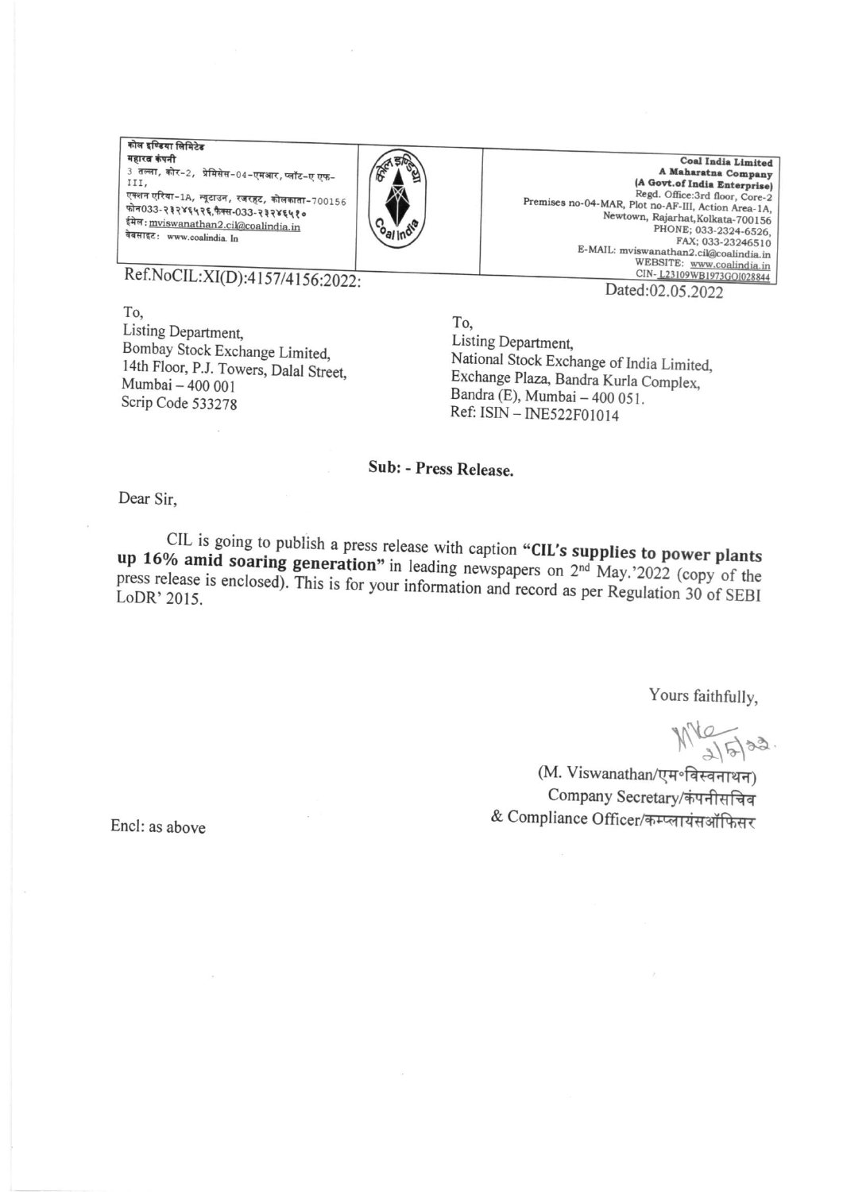कोल इण्डिया लिमिटेड
महारत्न कंपनी
3 तल्ला, कोर-2, प्रेमिसेस-04-एमआर, प्लॉट-ए एफ-III,
एक्शन एरिया-1A, न्यूटाउन, रजरहट, कोलकाता-700156
फोन033-२३२४६५२६,फैक्स-033-२३२४६५१०
ईमेल: mviswanathan2.cil@coalindia.in
वेबसाइट: www.coalindia. In

**Coal India Limited**
**A Maharatna Company**
**(A Govt.of India Enterprise)**
Regd. Office:3rd floor, Core-2
Premises no-04-MAR, Plot no-AF-III, Action Area-1A,
Newtown, Rajarhat,Kolkata-700156
PHONE; 033-2324-6526,
FAX; 033-23246510
E-MAIL: mviswanathan2.cil@coalindia.in
WEBSITE: www.coalindia.in
CIN- L23109WB1973GOI028844

Ref.NoCIL:XI(D):4157/4156:2022:

Dated:02.05.2022

To,
Listing Department,
Bombay Stock Exchange Limited,
14th Floor, P.J. Towers, Dalal Street,
Mumbai – 400 001
Scrip Code 533278

To,
Listing Department,
National Stock Exchange of India Limited,
Exchange Plaza, Bandra Kurla Complex,
Bandra (E), Mumbai – 400 051.
Ref: ISIN – INE522F01014

**Sub: - Press Release.**

Dear Sir,

CIL is going to publish a press release with caption **"CIL's supplies to power plants up 16% amid soaring generation"** in leading newspapers on 2nd May.'2022 (copy of the press release is enclosed). This is for your information and record as per Regulation 30 of SEBI LoDR' 2015.

Yours faithfully,

(M. Viswanathan/एम॰विस्वनाथन)
Company Secretary/कंपनीसचिव
& Compliance Officer/कम्प्लायंसऑफिसर

Encl: as above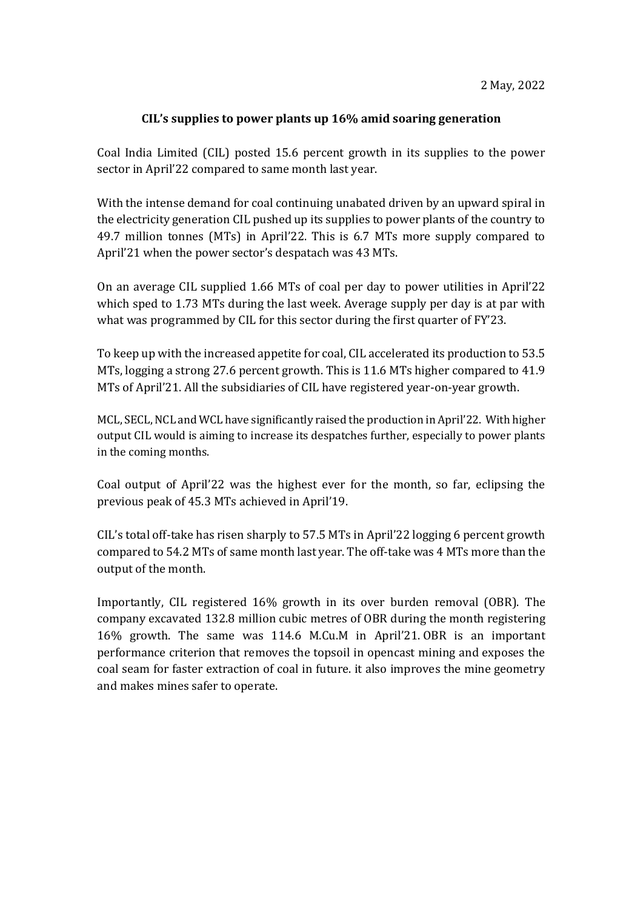2 May, 2022

**CIL's supplies to power plants up 16% amid soaring generation**

Coal India Limited (CIL) posted 15.6 percent growth in its supplies to the power sector in April'22 compared to same month last year.

With the intense demand for coal continuing unabated driven by an upward spiral in the electricity generation CIL pushed up its supplies to power plants of the country to 49.7 million tonnes (MTs) in April'22. This is 6.7 MTs more supply compared to April'21 when the power sector's despatach was 43 MTs.

On an average CIL supplied 1.66 MTs of coal per day to power utilities in April'22 which sped to 1.73 MTs during the last week. Average supply per day is at par with what was programmed by CIL for this sector during the first quarter of FY'23.

To keep up with the increased appetite for coal, CIL accelerated its production to 53.5 MTs, logging a strong 27.6 percent growth. This is 11.6 MTs higher compared to 41.9 MTs of April'21. All the subsidiaries of CIL have registered year-on-year growth.

MCL, SECL, NCL and WCL have significantly raised the production in April'22. With higher output CIL would is aiming to increase its despatches further, especially to power plants in the coming months.

Coal output of April'22 was the highest ever for the month, so far, eclipsing the previous peak of 45.3 MTs achieved in April'19.

CIL's total off-take has risen sharply to 57.5 MTs in April'22 logging 6 percent growth compared to 54.2 MTs of same month last year. The off-take was 4 MTs more than the output of the month.

Importantly, CIL registered 16% growth in its over burden removal (OBR). The company excavated 132.8 million cubic metres of OBR during the month registering 16% growth. The same was 114.6 M.Cu.M in April'21. OBR is an important performance criterion that removes the topsoil in opencast mining and exposes the coal seam for faster extraction of coal in future. it also improves the mine geometry and makes mines safer to operate.